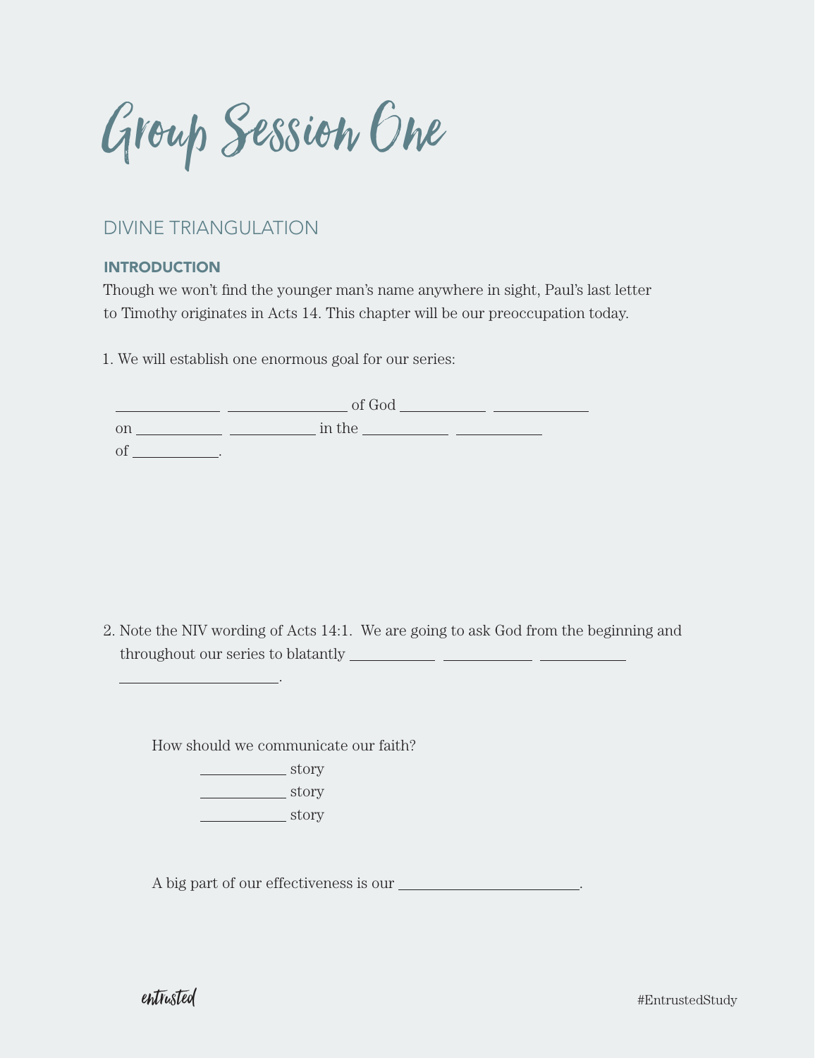# Group Session One

## DIVINE TRIANGULATION

### INTRODUCTION

Though we won't find the younger man's name anywhere in sight, Paul's last letter to Timothy originates in Acts 14. This chapter will be our preoccupation today.

1. We will establish one enormous goal for our series:

   __________ __________ of God __________ __________
   on __________ __________ in the __________ __________
   of __________.

2. Note the NIV wording of Acts 14:1. We are going to ask God from the beginning and throughout our series to blatantly __________ __________ __________ __________.

   How should we communicate our faith?

   __________ story
   __________ story
   __________ story

   A big part of our effectiveness is our __________.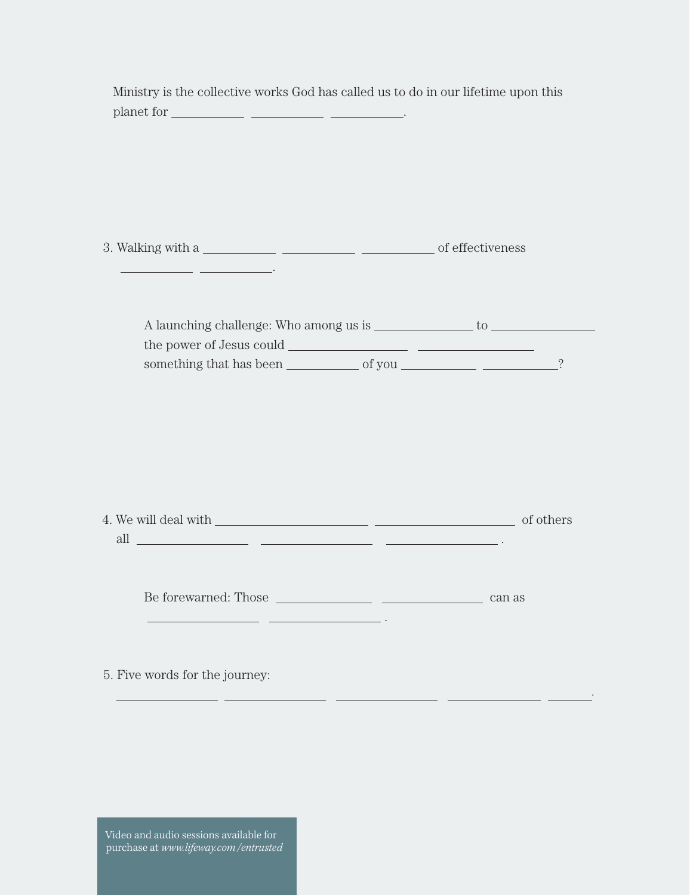Ministry is the collective works God has called us to do in our lifetime upon this planet for \_\_\_\_\_\_\_\_\_\_ \_\_\_\_\_\_\_\_\_\_ \_\_\_\_\_\_\_\_\_\_.

3. Walking with a \_\_\_\_\_\_\_\_\_\_ \_\_\_\_\_\_\_\_\_\_ \_\_\_\_\_\_\_\_\_\_ of effectiveness \_\_\_\_\_\_\_\_\_\_ \_\_\_\_\_\_\_\_\_\_.

   A launching challenge: Who among us is \_\_\_\_\_\_\_\_\_\_\_\_ to \_\_\_\_\_\_\_\_\_\_\_\_ the power of Jesus could \_\_\_\_\_\_\_\_\_\_\_\_\_\_ \_\_\_\_\_\_\_\_\_\_\_\_\_\_ something that has been \_\_\_\_\_\_\_\_\_\_ of you \_\_\_\_\_\_\_\_\_\_ \_\_\_\_\_\_\_\_\_\_?

4. We will deal with \_\_\_\_\_\_\_\_\_\_\_\_\_\_\_\_ \_\_\_\_\_\_\_\_\_\_\_\_\_\_\_\_ of others all \_\_\_\_\_\_\_\_\_\_\_\_\_\_ \_\_\_\_\_\_\_\_\_\_\_\_\_\_ \_\_\_\_\_\_\_\_\_\_\_\_\_\_.

   Be forewarned: Those \_\_\_\_\_\_\_\_\_\_\_\_ \_\_\_\_\_\_\_\_\_\_\_\_ can as \_\_\_\_\_\_\_\_\_\_\_\_\_\_ \_\_\_\_\_\_\_\_\_\_\_\_\_\_.

5. Five words for the journey: \_\_\_\_\_\_\_\_\_\_\_\_ \_\_\_\_\_\_\_\_\_\_\_\_ \_\_\_\_\_\_\_\_\_\_\_\_ \_\_\_\_\_\_\_\_\_\_\_\_ \_\_\_\_\_\_.

Video and audio sessions available for purchase at *www.lifeway.com/entrusted*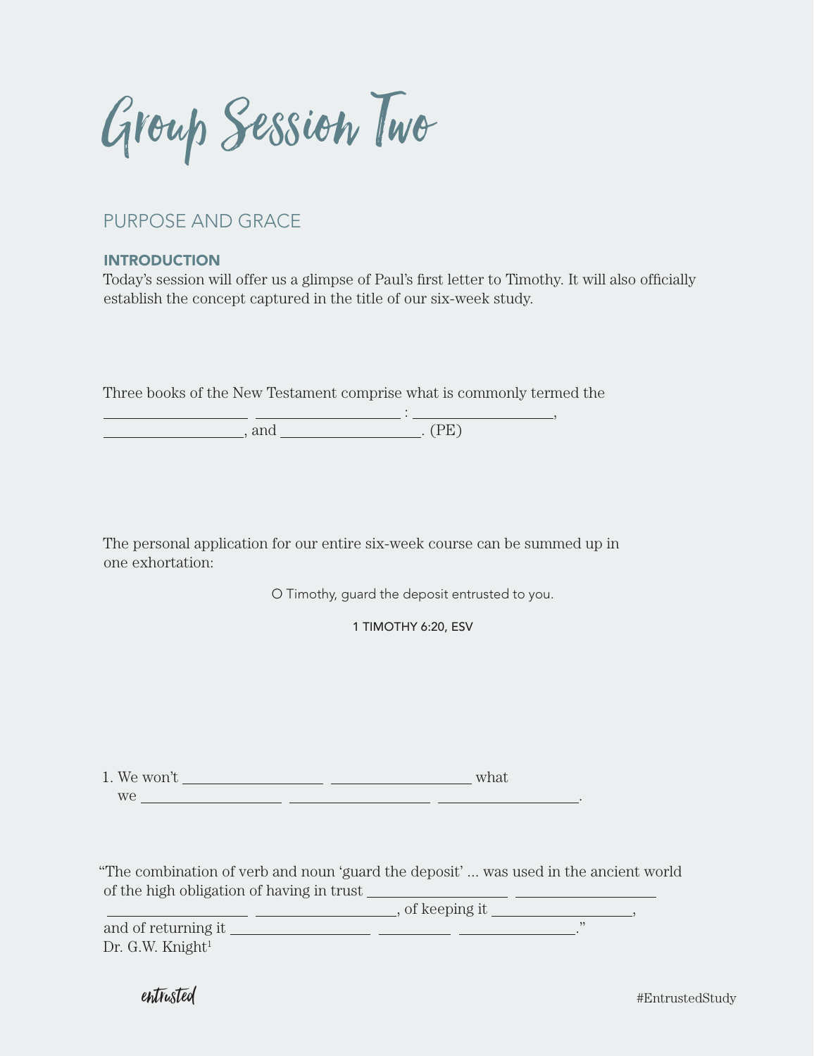# Group Session Two

## PURPOSE AND GRACE

### INTRODUCTION

Today's session will offer us a glimpse of Paul's first letter to Timothy. It will also officially establish the concept captured in the title of our six-week study.

Three books of the New Testament comprise what is commonly termed the ________________ ________________ : ________________, ________________, and ________________. (PE)

The personal application for our entire six-week course can be summed up in one exhortation:

> O Timothy, guard the deposit entrusted to you.
>
> 1 TIMOTHY 6:20, ESV

1. We won't ________________ ________________ what we ________________ ________________ ________________.

"The combination of verb and noun 'guard the deposit' ... was used in the ancient world of the high obligation of having in trust ________________ ________________ ________________ ________________, of keeping it ________________, and of returning it ________________ ________________ ________________."
Dr. G.W. Knight[1]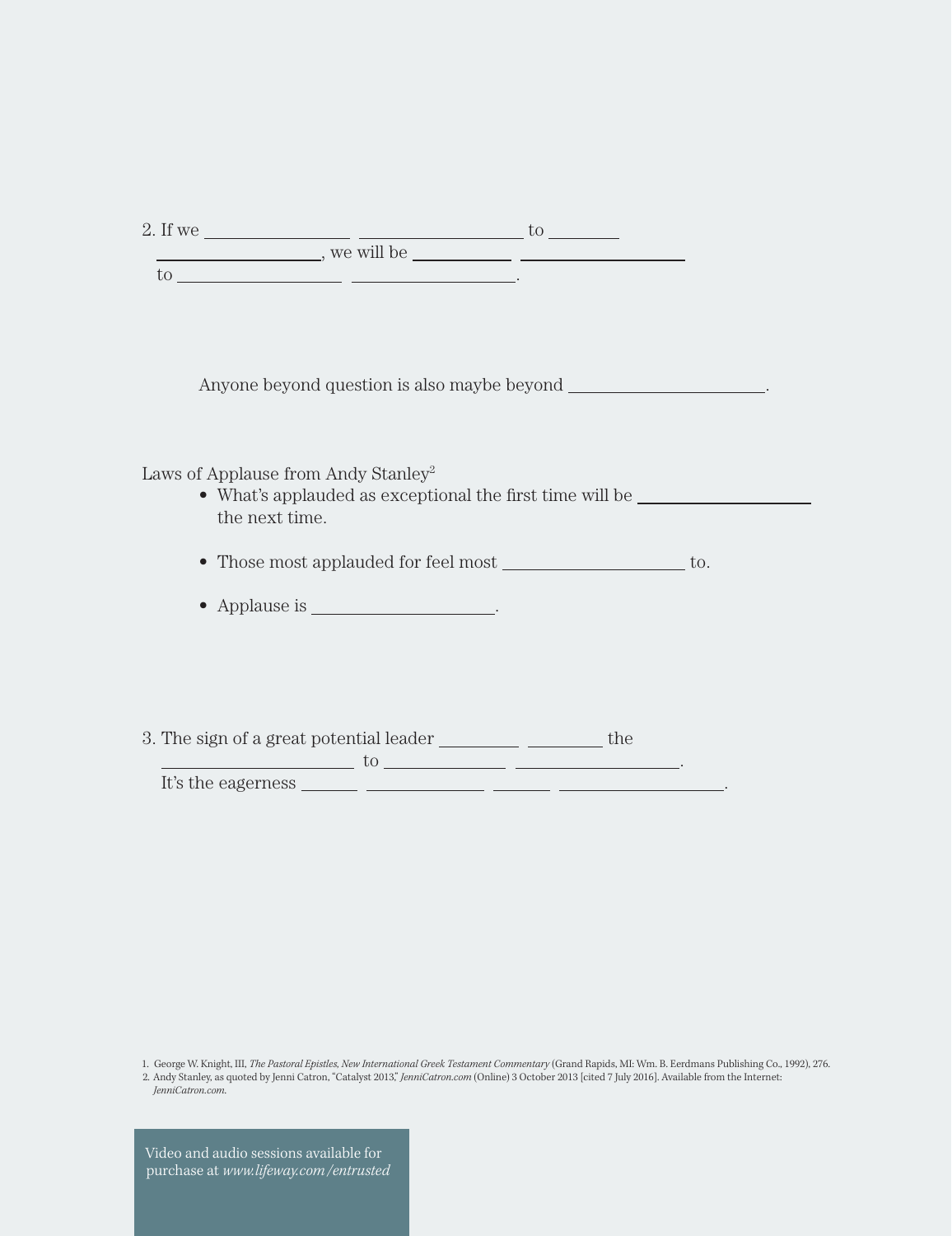2. If we ______________ ________________ to _______ ______________, we will be __________ ________________ to ________________ ________________.

Anyone beyond question is also maybe beyond __________________.

Laws of Applause from Andy Stanley[2]

- What's applauded as exceptional the first time will be ________________ the next time.
- Those most applauded for feel most __________________ to.
- Applause is __________________.

3. The sign of a great potential leader ________ ________ the __________________ to ____________ ________________. It's the eagerness ______ ____________ ______ ________________.

1. George W. Knight, III, *The Pastoral Epistles, New International Greek Testament Commentary* (Grand Rapids, MI: Wm. B. Eerdmans Publishing Co., 1992), 276.
2. Andy Stanley, as quoted by Jenni Catron, "Catalyst 2013," *JenniCatron.com* (Online) 3 October 2013 [cited 7 July 2016]. Available from the Internet: *JenniCatron.com*.

Video and audio sessions available for purchase at *www.lifeway.com/entrusted*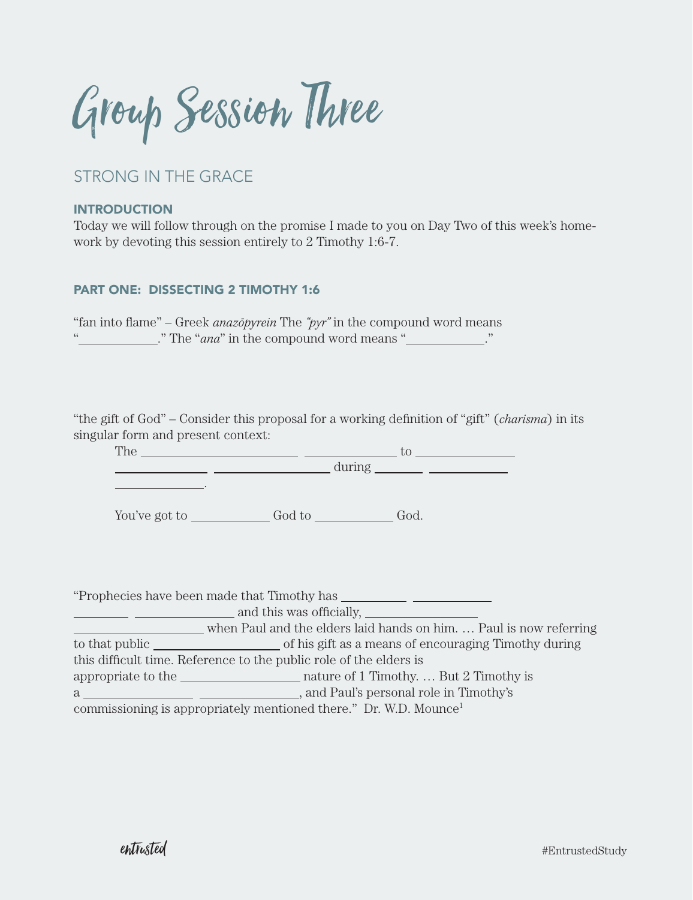# Group Session Three

## STRONG IN THE GRACE

### INTRODUCTION

Today we will follow through on the promise I made to you on Day Two of this week's homework by devoting this session entirely to 2 Timothy 1:6-7.

### PART ONE: DISSECTING 2 TIMOTHY 1:6

"fan into flame" – Greek *anazōpyrein* The *"pyr"* in the compound word means "__________." The "*ana*" in the compound word means "__________."

"the gift of God" – Consider this proposal for a working definition of "gift" (*charisma*) in its singular form and present context:

> The __________ __________ to __________ __________ __________ during __________ __________ __________.
>
> You've got to __________ God to __________ God.

"Prophecies have been made that Timothy has __________ __________ __________ __________ and this was officially, __________ __________ when Paul and the elders laid hands on him. … Paul is now referring to that public __________ of his gift as a means of encouraging Timothy during this difficult time. Reference to the public role of the elders is appropriate to the __________ nature of 1 Timothy. … But 2 Timothy is a __________ __________, and Paul's personal role in Timothy's commissioning is appropriately mentioned there." Dr. W.D. Mounce[1]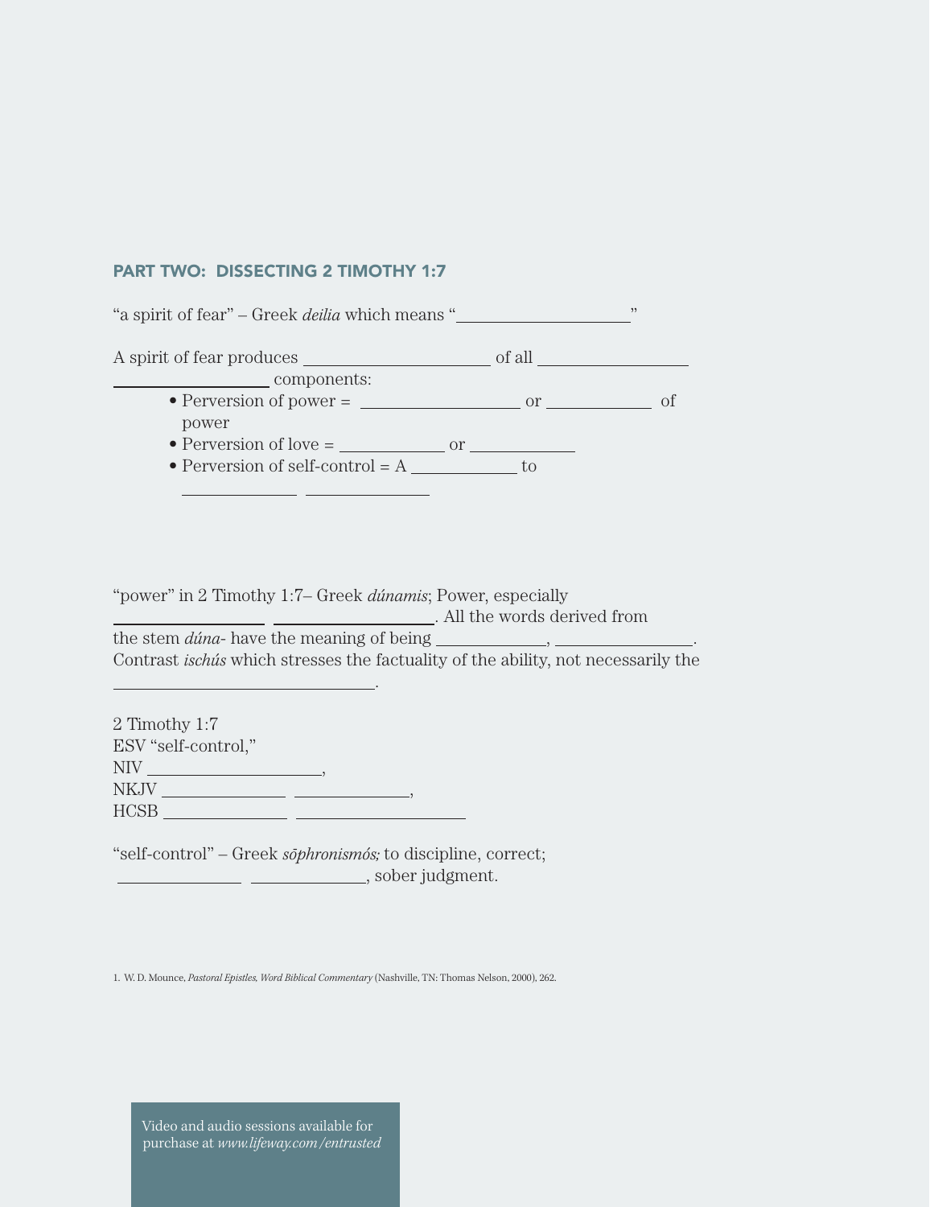## PART TWO: DISSECTING 2 TIMOTHY 1:7

"a spirit of fear" – Greek *deilia* which means "____________________"

A spirit of fear produces ______________________ of all __________________ __________________ components:

- Perversion of power = ___________________ or ____________ of power
- Perversion of love = ____________ or ____________
- Perversion of self-control = A ____________ to _____________ ______________

"power" in 2 Timothy 1:7– Greek *dúnamis*; Power, especially _________________ ___________________. All the words derived from the stem *dúna-* have the meaning of being ____________, ________________. Contrast *ischús* which stresses the factuality of the ability, not necessarily the ______________________________.

2 Timothy 1:7
ESV "self-control,"
NIV ____________________,
NKJV ______________ _____________,
HCSB ______________ ____________________

"self-control" – Greek *sōphronismós;* to discipline, correct; ______________ _____________, sober judgment.

1. W. D. Mounce, *Pastoral Epistles, Word Biblical Commentary* (Nashville, TN: Thomas Nelson, 2000), 262.

Video and audio sessions available for purchase at *www.lifeway.com/entrusted*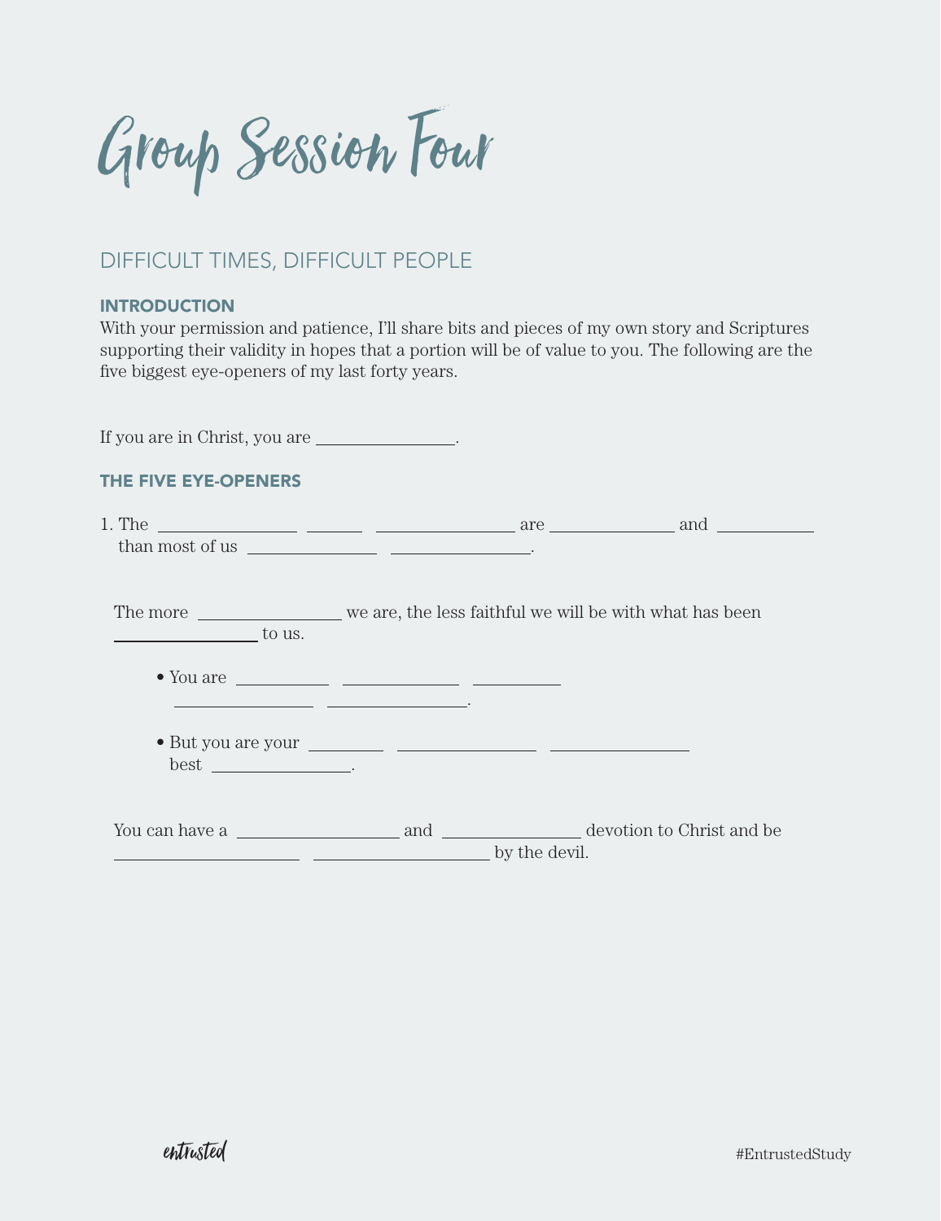# Group Session Four

## DIFFICULT TIMES, DIFFICULT PEOPLE

### INTRODUCTION

With your permission and patience, I'll share bits and pieces of my own story and Scriptures supporting their validity in hopes that a portion will be of value to you. The following are the five biggest eye-openers of my last forty years.

If you are in Christ, you are ______________.

### THE FIVE EYE-OPENERS

1. The ______________ ______ ______________ are ______________ and __________ than most of us ______________ ______________.

The more ______________ we are, the less faithful we will be with what has been ______________ to us.

- You are __________ ____________ __________ ______________ ______________.
- But you are your ________ ______________ ______________ best ______________.

You can have a ________________ and ______________ devotion to Christ and be __________________ __________________ by the devil.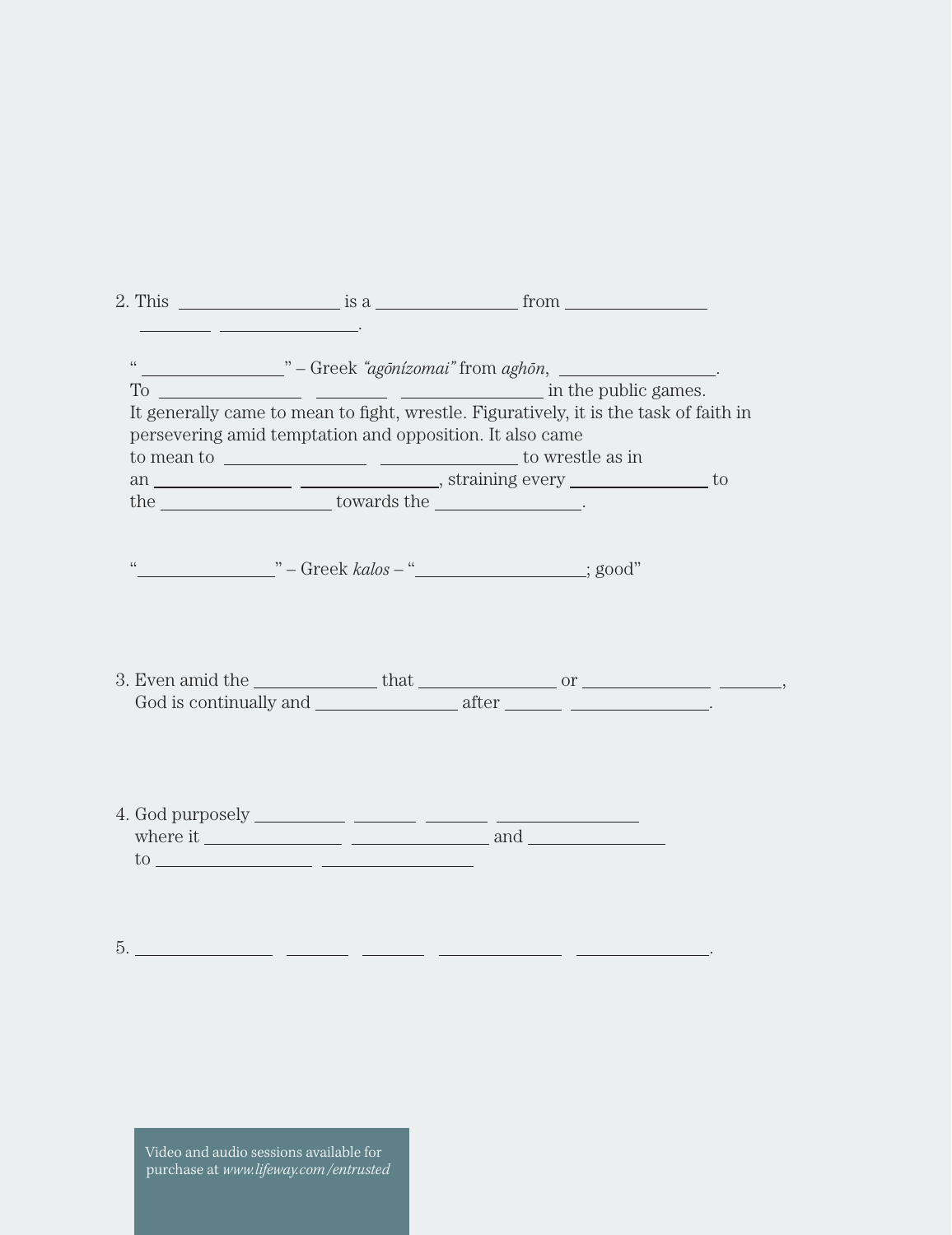2. This ______________ is a ____________ from ____________ ______ ____________.

"____________" – Greek *"agōnízomai"* from *aghōn*, ______________.
To ____________ ______ ____________ in the public games.
It generally came to mean to fight, wrestle. Figuratively, it is the task of faith in persevering amid temptation and opposition. It also came to mean to ____________ ____________ to wrestle as in an ____________ ____________, straining every ____________ to the ______________ towards the ____________.

"____________" – Greek *kalos* – "______________; good"

3. Even amid the __________ that ____________ or ___________ _____, God is continually and ____________ after _____ ____________.

4. God purposely ________ ______ ______ ____________ where it ____________ ____________ and ____________ to ______________ ______________

5. ____________ ______ ______ ___________ ____________.

Video and audio sessions available for purchase at *www.lifeway.com/entrusted*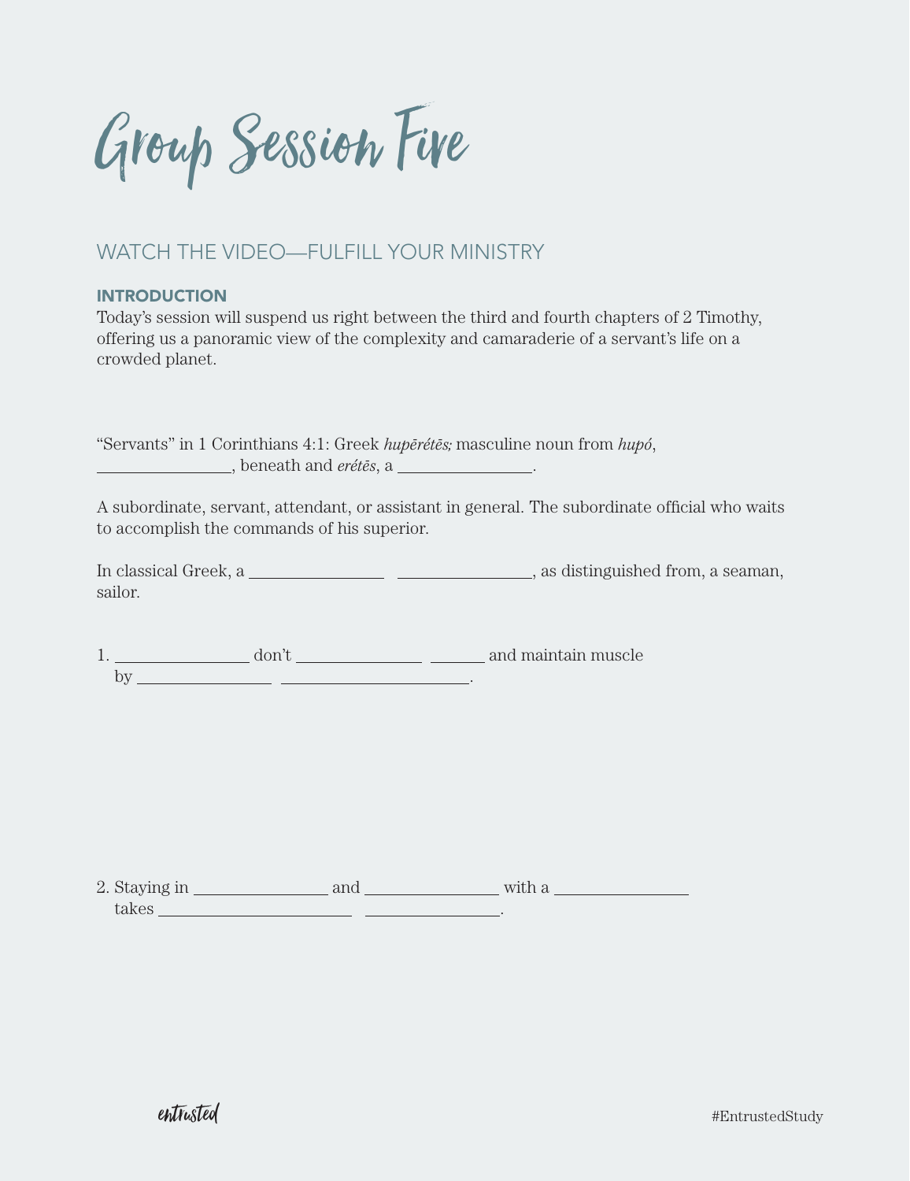# Group Session Five

## WATCH THE VIDEO—FULFILL YOUR MINISTRY

### INTRODUCTION

Today's session will suspend us right between the third and fourth chapters of 2 Timothy, offering us a panoramic view of the complexity and camaraderie of a servant's life on a crowded planet.

"Servants" in 1 Corinthians 4:1: Greek *hupērétēs;* masculine noun from *hupó*, ________________, beneath and *erétēs*, a ________________.

A subordinate, servant, attendant, or assistant in general. The subordinate official who waits to accomplish the commands of his superior.

In classical Greek, a ________________ ________________, as distinguished from, a seaman, sailor.

1. ________________ don't ________________ ______ and maintain muscle by ________________ ________________________.

2. Staying in ________________ and ________________ with a ________________ takes ________________________ ________________.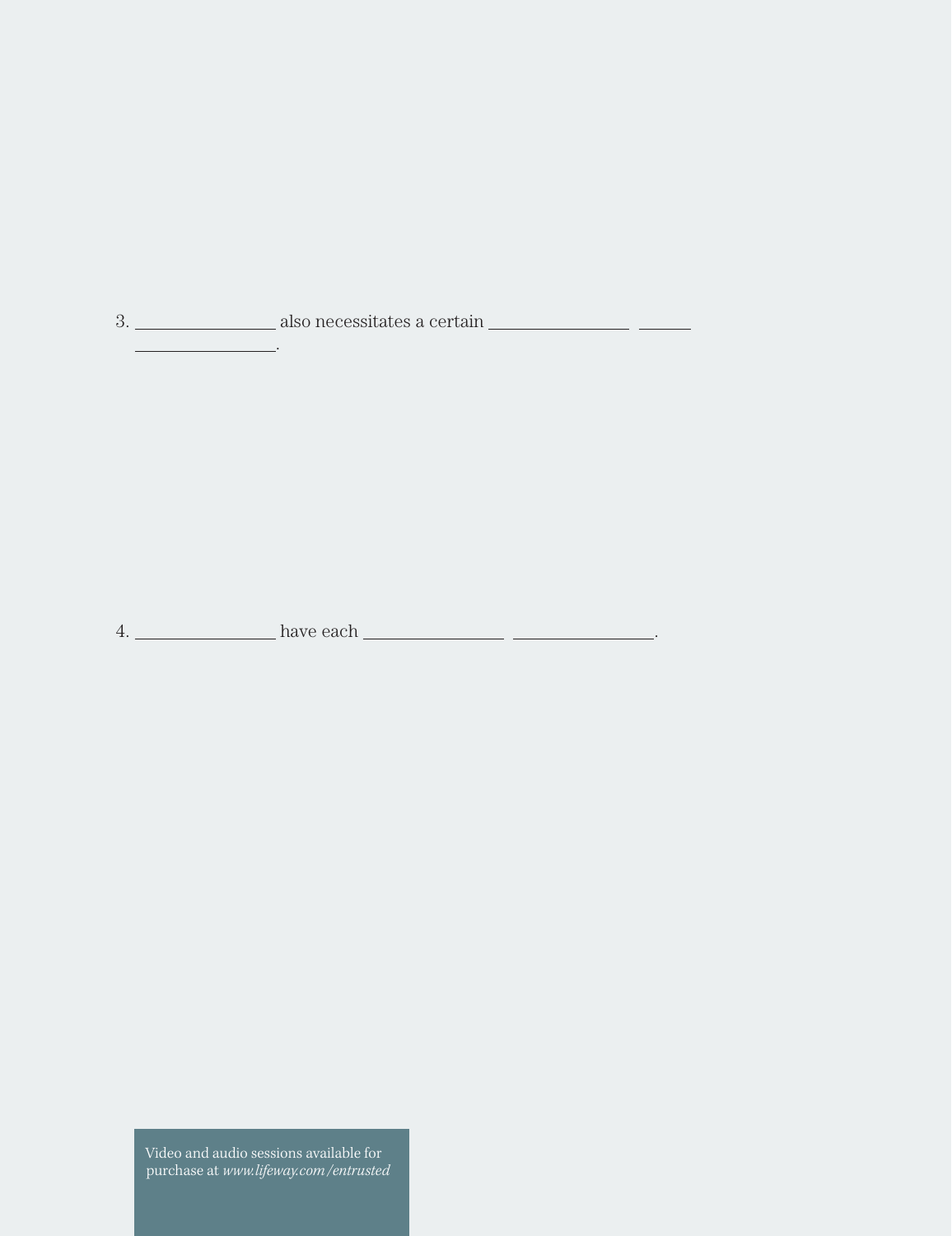3. _______________ also necessitates a certain _______________ _____ _______________.

4. _______________ have each _______________ _______________.

Video and audio sessions available for purchase at *www.lifeway.com/entrusted*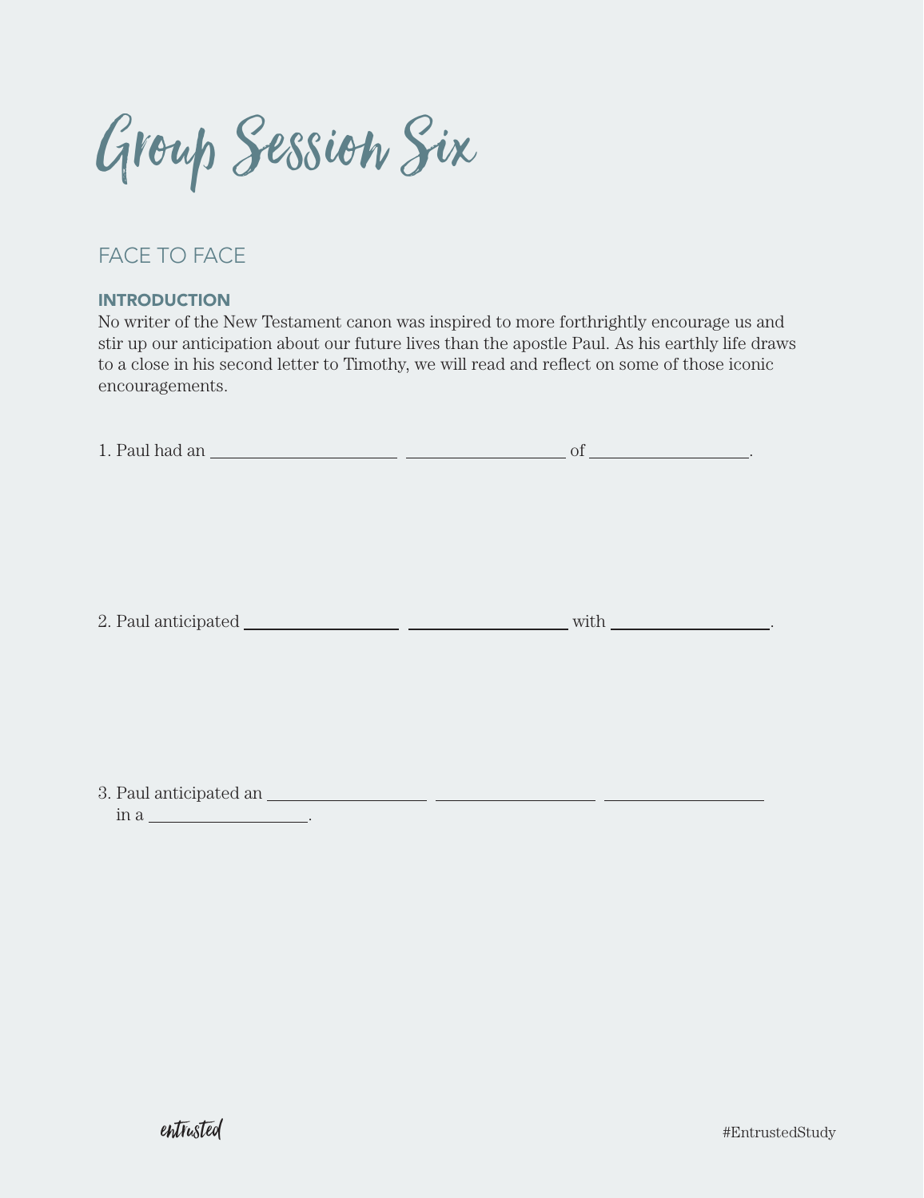# Group Session Six

## FACE TO FACE

### INTRODUCTION

No writer of the New Testament canon was inspired to more forthrightly encourage us and stir up our anticipation about our future lives than the apostle Paul. As his earthly life draws to a close in his second letter to Timothy, we will read and reflect on some of those iconic encouragements.

1. Paul had an ____________ ____________ of ____________.

2. Paul anticipated ____________ ____________ with ____________.

3. Paul anticipated an ____________ ____________ ____________ in a ____________.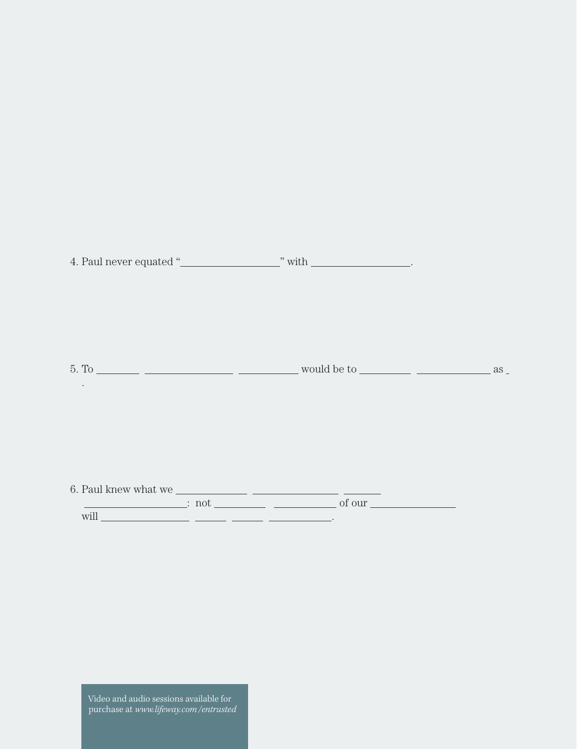4. Paul never equated "__________________" with __________________.

5. To ________ ________________ ___________ would be to _________ _____________ as _
.

6. Paul knew what we _____________ _______________ _______
__________________: not _________ ___________ of our _______________
will ________________ _____ _____ ___________.

Video and audio sessions available for purchase at *www.lifeway.com/entrusted*